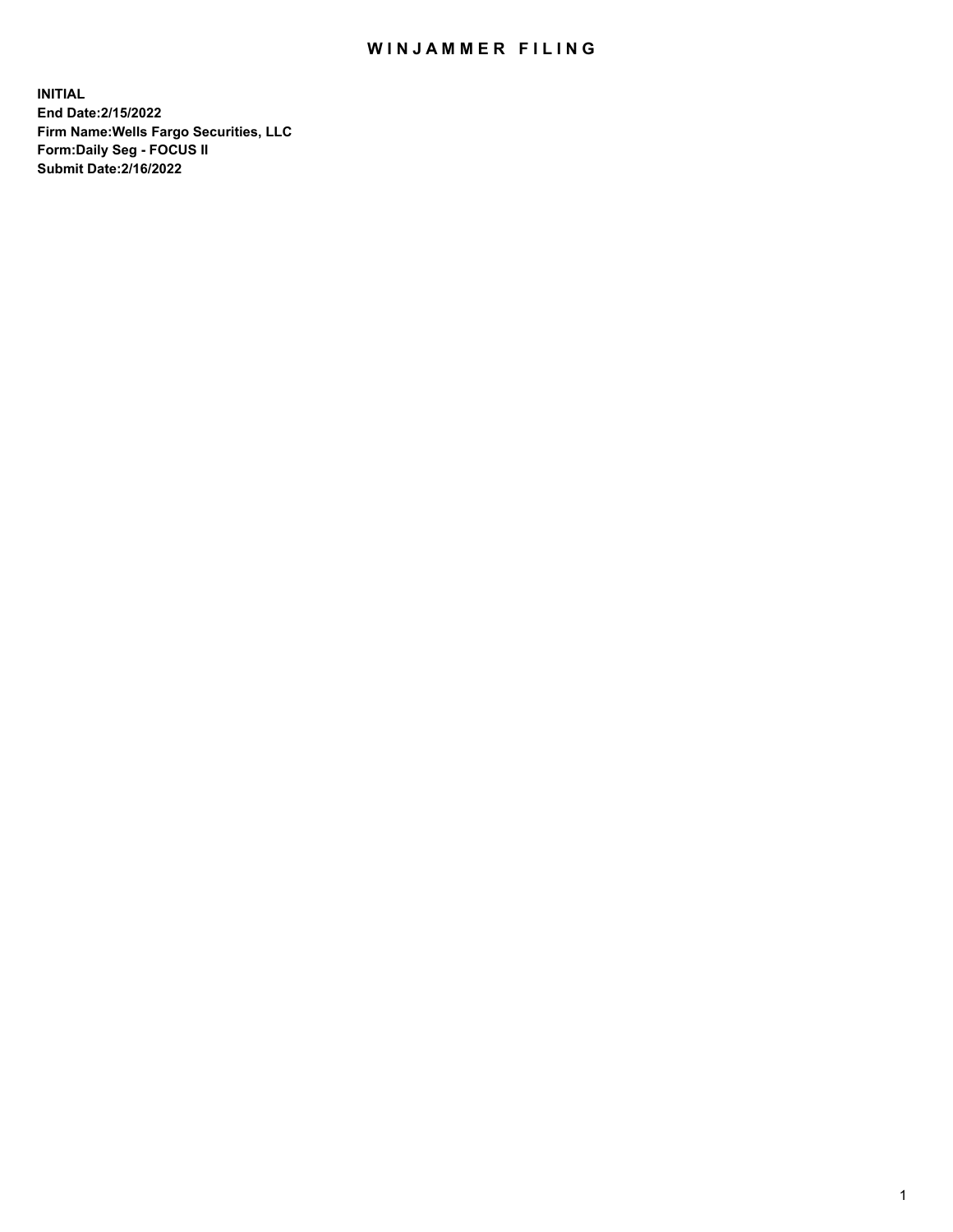# WINJAMMER FILING

**INITIAL**
**End Date:2/15/2022**
**Firm Name:Wells Fargo Securities, LLC**
**Form:Daily Seg - FOCUS II**
**Submit Date:2/16/2022**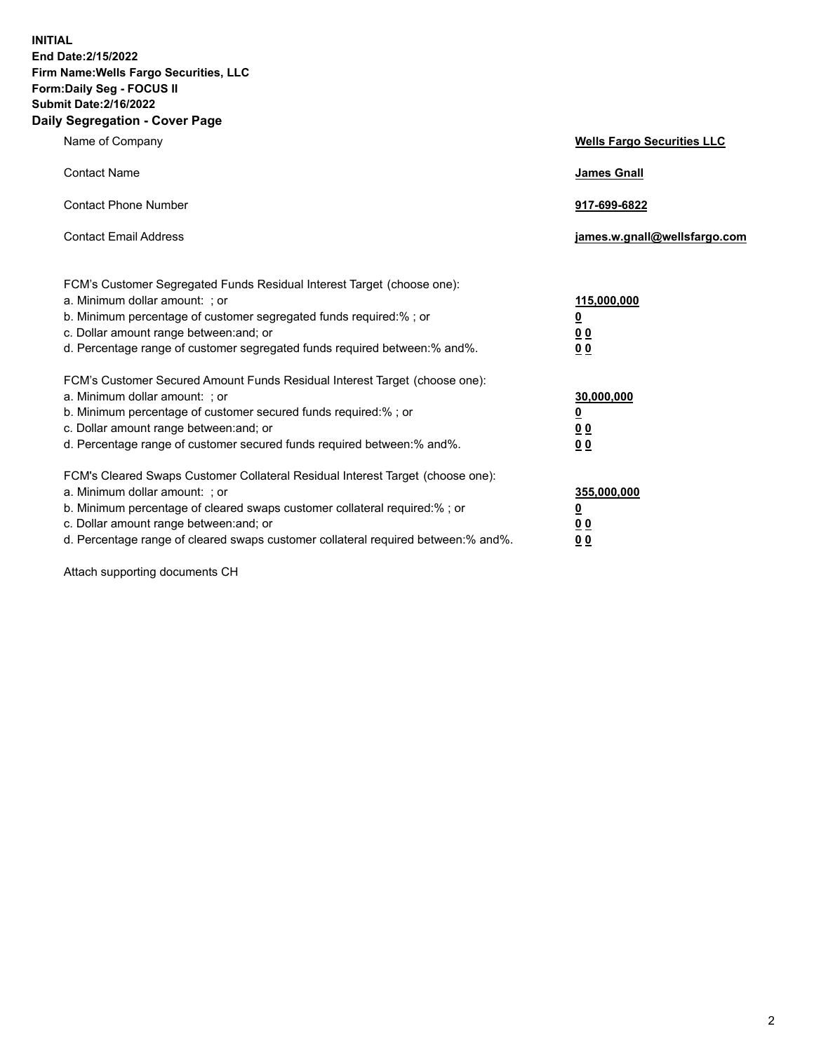**INITIAL**
**End Date:2/15/2022**
**Firm Name:Wells Fargo Securities, LLC**
**Form:Daily Seg - FOCUS II**
**Submit Date:2/16/2022**

## Daily Segregation - Cover Page

| | |
|---|---|
| Name of Company | **Wells Fargo Securities LLC** |
| Contact Name | **James Gnall** |
| Contact Phone Number | **917-699-6822** |
| Contact Email Address | **james.w.gnall@wellsfargo.com** |

| | |
|---|---|
| FCM's Customer Segregated Funds Residual Interest Target (choose one): | |
| a. Minimum dollar amount: ; or | **115,000,000** |
| b. Minimum percentage of customer segregated funds required:% ; or | **0** |
| c. Dollar amount range between:and; or | **0 0** |
| d. Percentage range of customer segregated funds required between:% and%. | **0 0** |
| FCM's Customer Secured Amount Funds Residual Interest Target (choose one): | |
| a. Minimum dollar amount: ; or | **30,000,000** |
| b. Minimum percentage of customer secured funds required:% ; or | **0** |
| c. Dollar amount range between:and; or | **0 0** |
| d. Percentage range of customer secured funds required between:% and%. | **0 0** |
| FCM's Cleared Swaps Customer Collateral Residual Interest Target (choose one): | |
| a. Minimum dollar amount: ; or | **355,000,000** |
| b. Minimum percentage of cleared swaps customer collateral required:% ; or | **0** |
| c. Dollar amount range between:and; or | **0 0** |
| d. Percentage range of cleared swaps customer collateral required between:% and%. | **0 0** |

Attach supporting documents CH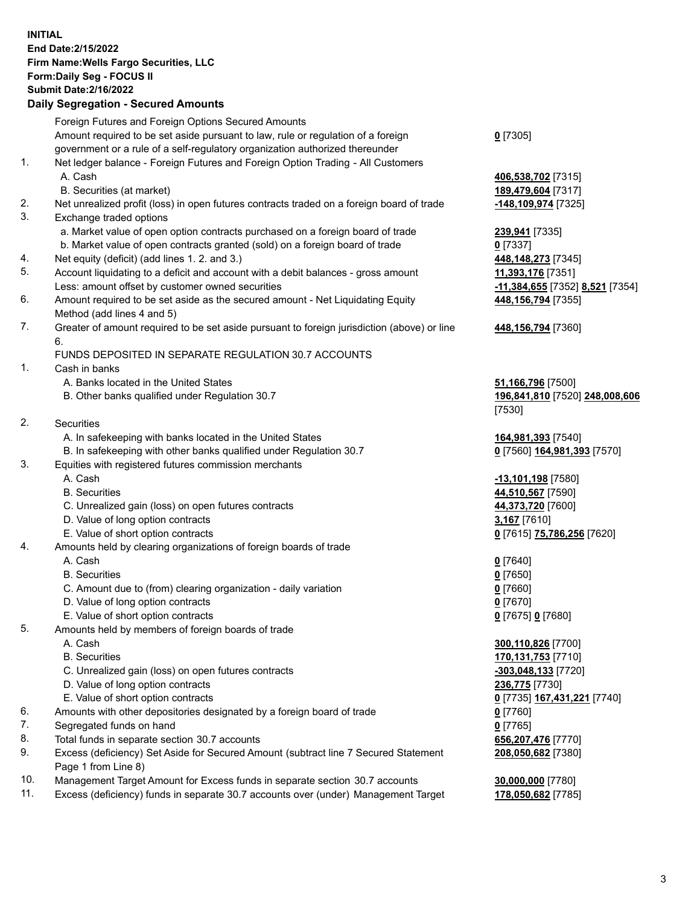**INITIAL**
**End Date:2/15/2022**
**Firm Name:Wells Fargo Securities, LLC**
**Form:Daily Seg - FOCUS II**
**Submit Date:2/16/2022**

## Daily Segregation - Secured Amounts

| | | |
|---|---|---|
| | Foreign Futures and Foreign Options Secured Amounts | |
| | Amount required to be set aside pursuant to law, rule or regulation of a foreign government or a rule of a self-regulatory organization authorized thereunder | **0** [7305] |
| 1. | Net ledger balance - Foreign Futures and Foreign Option Trading - All Customers | |
| | A. Cash | **406,538,702** [7315] |
| | B. Securities (at market) | **189,479,604** [7317] |
| 2. | Net unrealized profit (loss) in open futures contracts traded on a foreign board of trade | **-148,109,974** [7325] |
| 3. | Exchange traded options | |
| | a. Market value of open option contracts purchased on a foreign board of trade | **239,941** [7335] |
| | b. Market value of open contracts granted (sold) on a foreign board of trade | **0** [7337] |
| 4. | Net equity (deficit) (add lines 1. 2. and 3.) | **448,148,273** [7345] |
| 5. | Account liquidating to a deficit and account with a debit balances - gross amount | **11,393,176** [7351] |
| | Less: amount offset by customer owned securities | **-11,384,655** [7352] **8,521** [7354] |
| 6. | Amount required to be set aside as the secured amount - Net Liquidating Equity Method (add lines 4 and 5) | **448,156,794** [7355] |
| 7. | Greater of amount required to be set aside pursuant to foreign jurisdiction (above) or line 6. | **448,156,794** [7360] |
| | FUNDS DEPOSITED IN SEPARATE REGULATION 30.7 ACCOUNTS | |
| 1. | Cash in banks | |
| | A. Banks located in the United States | **51,166,796** [7500] |
| | B. Other banks qualified under Regulation 30.7 | **196,841,810** [7520] **248,008,606** [7530] |
| 2. | Securities | |
| | A. In safekeeping with banks located in the United States | **164,981,393** [7540] |
| | B. In safekeeping with other banks qualified under Regulation 30.7 | **0** [7560] **164,981,393** [7570] |
| 3. | Equities with registered futures commission merchants | |
| | A. Cash | **-13,101,198** [7580] |
| | B. Securities | **44,510,567** [7590] |
| | C. Unrealized gain (loss) on open futures contracts | **44,373,720** [7600] |
| | D. Value of long option contracts | **3,167** [7610] |
| | E. Value of short option contracts | **0** [7615] **75,786,256** [7620] |
| 4. | Amounts held by clearing organizations of foreign boards of trade | |
| | A. Cash | **0** [7640] |
| | B. Securities | **0** [7650] |
| | C. Amount due to (from) clearing organization - daily variation | **0** [7660] |
| | D. Value of long option contracts | **0** [7670] |
| | E. Value of short option contracts | **0** [7675] **0** [7680] |
| 5. | Amounts held by members of foreign boards of trade | |
| | A. Cash | **300,110,826** [7700] |
| | B. Securities | **170,131,753** [7710] |
| | C. Unrealized gain (loss) on open futures contracts | **-303,048,133** [7720] |
| | D. Value of long option contracts | **236,775** [7730] |
| | E. Value of short option contracts | **0** [7735] **167,431,221** [7740] |
| 6. | Amounts with other depositories designated by a foreign board of trade | **0** [7760] |
| 7. | Segregated funds on hand | **0** [7765] |
| 8. | Total funds in separate section 30.7 accounts | **656,207,476** [7770] |
| 9. | Excess (deficiency) Set Aside for Secured Amount (subtract line 7 Secured Statement Page 1 from Line 8) | **208,050,682** [7380] |
| 10. | Management Target Amount for Excess funds in separate section 30.7 accounts | **30,000,000** [7780] |
| 11. | Excess (deficiency) funds in separate 30.7 accounts over (under) Management Target | **178,050,682** [7785] |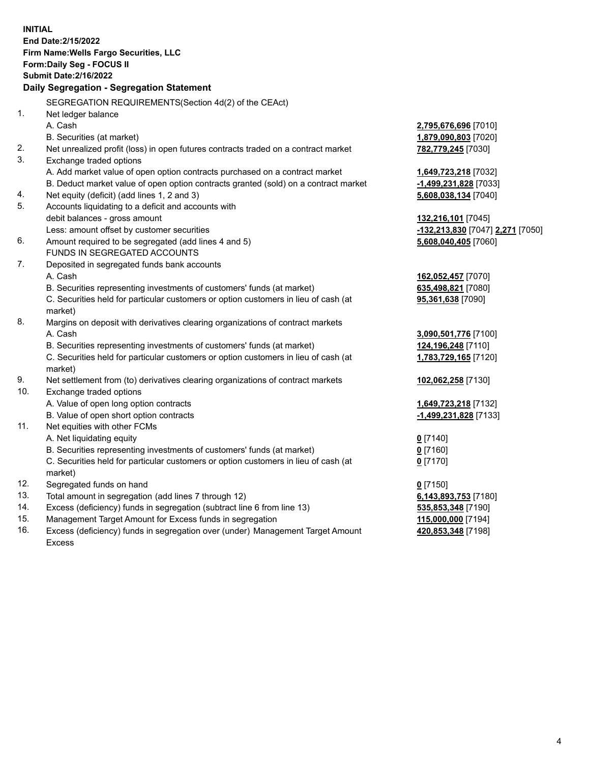**INITIAL**
**End Date:2/15/2022**
**Firm Name:Wells Fargo Securities, LLC**
**Form:Daily Seg - FOCUS II**
**Submit Date:2/16/2022**

## Daily Segregation - Segregation Statement

SEGREGATION REQUIREMENTS(Section 4d(2) of the CEAct)

| | | |
|---|---|---|
| 1. | Net ledger balance | |
| | A. Cash | **2,795,676,696** [7010] |
| | B. Securities (at market) | **1,879,090,803** [7020] |
| 2. | Net unrealized profit (loss) in open futures contracts traded on a contract market | **782,779,245** [7030] |
| 3. | Exchange traded options | |
| | A. Add market value of open option contracts purchased on a contract market | **1,649,723,218** [7032] |
| | B. Deduct market value of open option contracts granted (sold) on a contract market | **-1,499,231,828** [7033] |
| 4. | Net equity (deficit) (add lines 1, 2 and 3) | **5,608,038,134** [7040] |
| 5. | Accounts liquidating to a deficit and accounts with debit balances - gross amount | **132,216,101** [7045] |
| | Less: amount offset by customer securities | **-132,213,830** [7047] **2,271** [7050] |
| 6. | Amount required to be segregated (add lines 4 and 5) | **5,608,040,405** [7060] |
| | FUNDS IN SEGREGATED ACCOUNTS | |
| 7. | Deposited in segregated funds bank accounts | |
| | A. Cash | **162,052,457** [7070] |
| | B. Securities representing investments of customers' funds (at market) | **635,498,821** [7080] |
| | C. Securities held for particular customers or option customers in lieu of cash (at market) | **95,361,638** [7090] |
| 8. | Margins on deposit with derivatives clearing organizations of contract markets | |
| | A. Cash | **3,090,501,776** [7100] |
| | B. Securities representing investments of customers' funds (at market) | **124,196,248** [7110] |
| | C. Securities held for particular customers or option customers in lieu of cash (at market) | **1,783,729,165** [7120] |
| 9. | Net settlement from (to) derivatives clearing organizations of contract markets | **102,062,258** [7130] |
| 10. | Exchange traded options | |
| | A. Value of open long option contracts | **1,649,723,218** [7132] |
| | B. Value of open short option contracts | **-1,499,231,828** [7133] |
| 11. | Net equities with other FCMs | |
| | A. Net liquidating equity | **0** [7140] |
| | B. Securities representing investments of customers' funds (at market) | **0** [7160] |
| | C. Securities held for particular customers or option customers in lieu of cash (at market) | **0** [7170] |
| 12. | Segregated funds on hand | **0** [7150] |
| 13. | Total amount in segregation (add lines 7 through 12) | **6,143,893,753** [7180] |
| 14. | Excess (deficiency) funds in segregation (subtract line 6 from line 13) | **535,853,348** [7190] |
| 15. | Management Target Amount for Excess funds in segregation | **115,000,000** [7194] |
| 16. | Excess (deficiency) funds in segregation over (under) Management Target Amount Excess | **420,853,348** [7198] |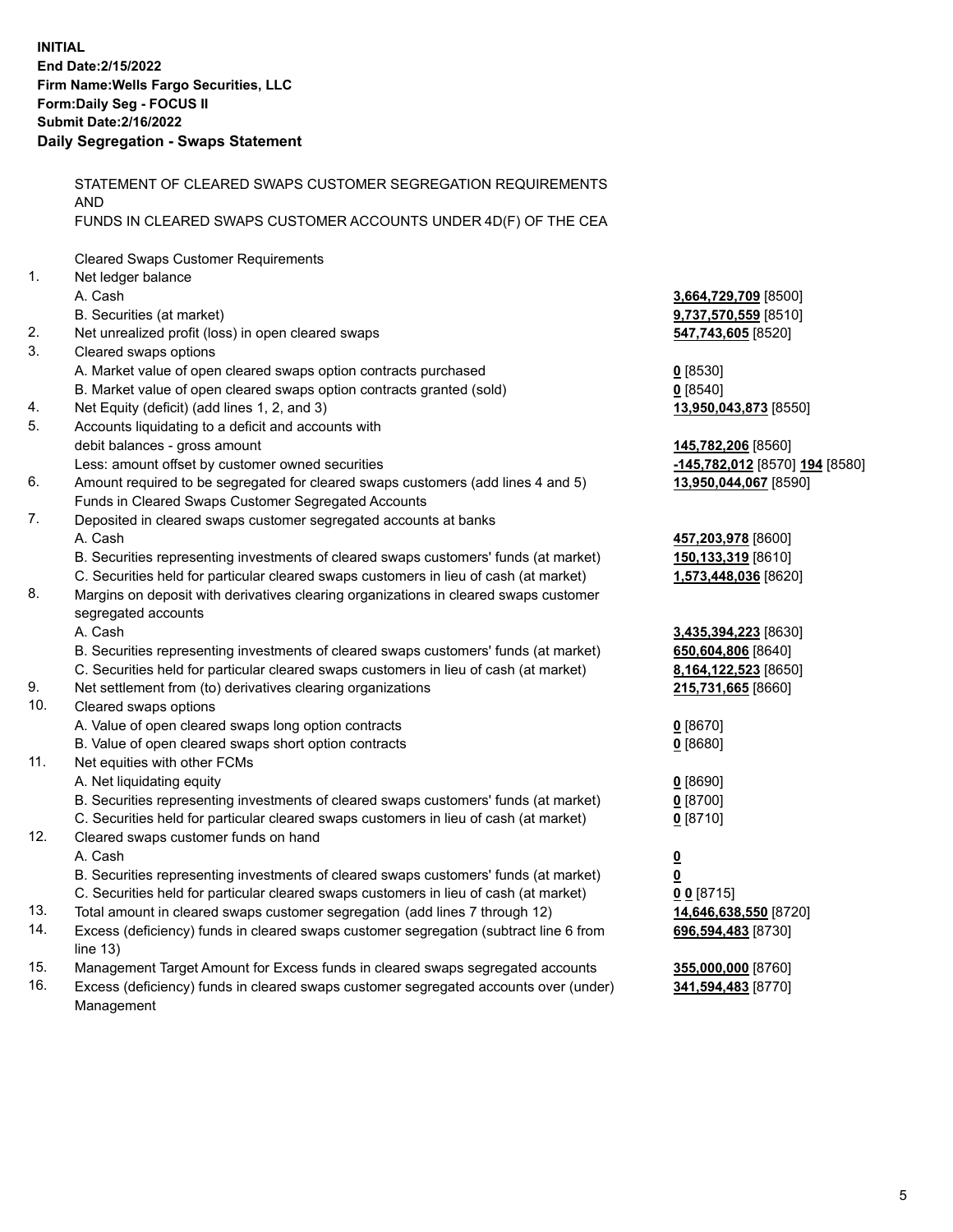**INITIAL**
**End Date:2/15/2022**
**Firm Name:Wells Fargo Securities, LLC**
**Form:Daily Seg - FOCUS II**
**Submit Date:2/16/2022**
**Daily Segregation - Swaps Statement**

STATEMENT OF CLEARED SWAPS CUSTOMER SEGREGATION REQUIREMENTS AND FUNDS IN CLEARED SWAPS CUSTOMER ACCOUNTS UNDER 4D(F) OF THE CEA

| | | |
|---|---|---|
| | Cleared Swaps Customer Requirements | |
| 1. | Net ledger balance | |
| | A. Cash | **3,664,729,709** [8500] |
| | B. Securities (at market) | **9,737,570,559** [8510] |
| 2. | Net unrealized profit (loss) in open cleared swaps | **547,743,605** [8520] |
| 3. | Cleared swaps options | |
| | A. Market value of open cleared swaps option contracts purchased | **0** [8530] |
| | B. Market value of open cleared swaps option contracts granted (sold) | **0** [8540] |
| 4. | Net Equity (deficit) (add lines 1, 2, and 3) | **13,950,043,873** [8550] |
| 5. | Accounts liquidating to a deficit and accounts with debit balances - gross amount | **145,782,206** [8560] |
| | Less: amount offset by customer owned securities | **-145,782,012** [8570] **194** [8580] |
| 6. | Amount required to be segregated for cleared swaps customers (add lines 4 and 5) | **13,950,044,067** [8590] |
| | Funds in Cleared Swaps Customer Segregated Accounts | |
| 7. | Deposited in cleared swaps customer segregated accounts at banks | |
| | A. Cash | **457,203,978** [8600] |
| | B. Securities representing investments of cleared swaps customers' funds (at market) | **150,133,319** [8610] |
| | C. Securities held for particular cleared swaps customers in lieu of cash (at market) | **1,573,448,036** [8620] |
| 8. | Margins on deposit with derivatives clearing organizations in cleared swaps customer segregated accounts | |
| | A. Cash | **3,435,394,223** [8630] |
| | B. Securities representing investments of cleared swaps customers' funds (at market) | **650,604,806** [8640] |
| | C. Securities held for particular cleared swaps customers in lieu of cash (at market) | **8,164,122,523** [8650] |
| 9. | Net settlement from (to) derivatives clearing organizations | **215,731,665** [8660] |
| 10. | Cleared swaps options | |
| | A. Value of open cleared swaps long option contracts | **0** [8670] |
| | B. Value of open cleared swaps short option contracts | **0** [8680] |
| 11. | Net equities with other FCMs | |
| | A. Net liquidating equity | **0** [8690] |
| | B. Securities representing investments of cleared swaps customers' funds (at market) | **0** [8700] |
| | C. Securities held for particular cleared swaps customers in lieu of cash (at market) | **0** [8710] |
| 12. | Cleared swaps customer funds on hand | |
| | A. Cash | **0** |
| | B. Securities representing investments of cleared swaps customers' funds (at market) | **0** |
| | C. Securities held for particular cleared swaps customers in lieu of cash (at market) | **0** **0** [8715] |
| 13. | Total amount in cleared swaps customer segregation (add lines 7 through 12) | **14,646,638,550** [8720] |
| 14. | Excess (deficiency) funds in cleared swaps customer segregation (subtract line 6 from line 13) | **696,594,483** [8730] |
| 15. | Management Target Amount for Excess funds in cleared swaps segregated accounts | **355,000,000** [8760] |
| 16. | Excess (deficiency) funds in cleared swaps customer segregated accounts over (under) Management | **341,594,483** [8770] |